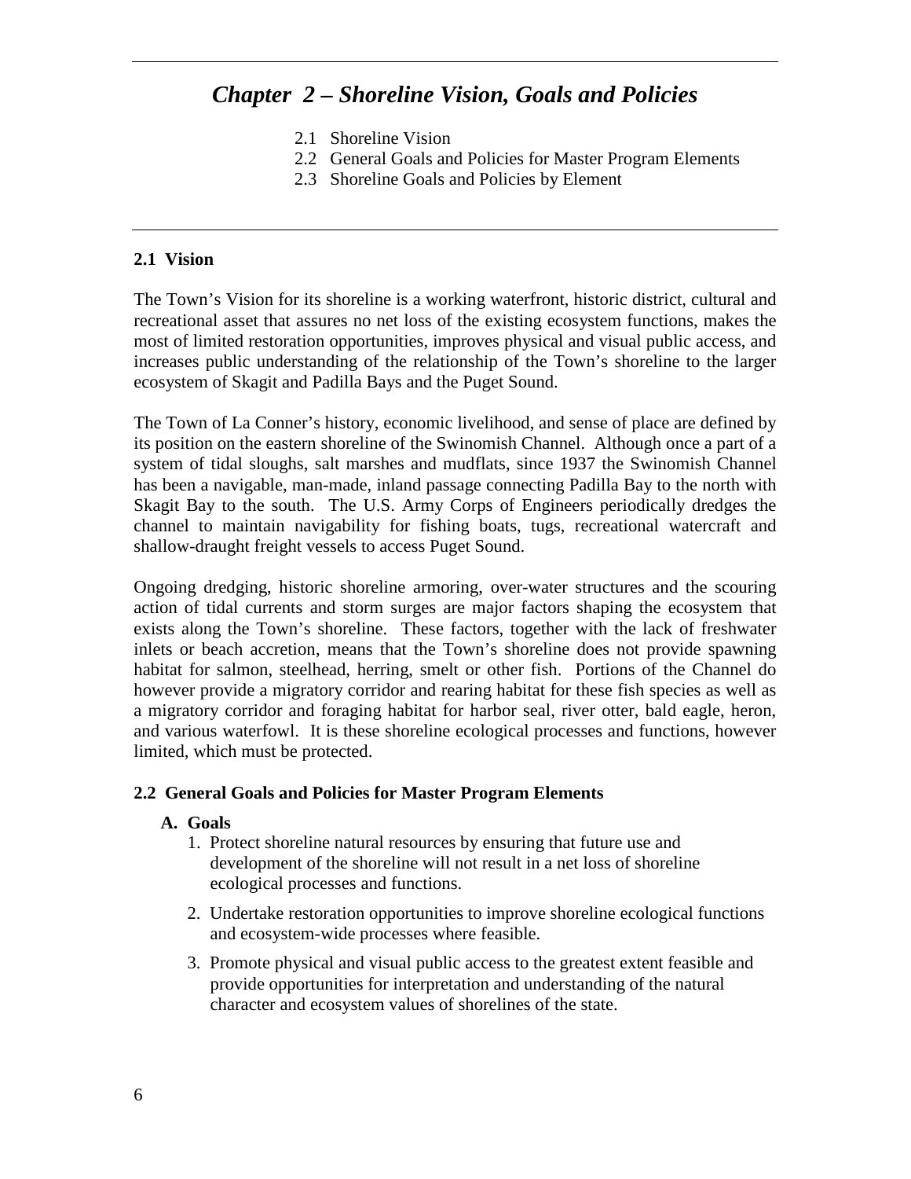# *Chapter 2 – Shoreline Vision, Goals and Policies*

- 2.1 Shoreline Vision
- 2.2 General Goals and Policies for Master Program Elements
- 2.3 Shoreline Goals and Policies by Element

## 2.1 Vision

The Town's Vision for its shoreline is a working waterfront, historic district, cultural and recreational asset that assures no net loss of the existing ecosystem functions, makes the most of limited restoration opportunities, improves physical and visual public access, and increases public understanding of the relationship of the Town's shoreline to the larger ecosystem of Skagit and Padilla Bays and the Puget Sound.

The Town of La Conner's history, economic livelihood, and sense of place are defined by its position on the eastern shoreline of the Swinomish Channel. Although once a part of a system of tidal sloughs, salt marshes and mudflats, since 1937 the Swinomish Channel has been a navigable, man-made, inland passage connecting Padilla Bay to the north with Skagit Bay to the south. The U.S. Army Corps of Engineers periodically dredges the channel to maintain navigability for fishing boats, tugs, recreational watercraft and shallow-draught freight vessels to access Puget Sound.

Ongoing dredging, historic shoreline armoring, over-water structures and the scouring action of tidal currents and storm surges are major factors shaping the ecosystem that exists along the Town's shoreline. These factors, together with the lack of freshwater inlets or beach accretion, means that the Town's shoreline does not provide spawning habitat for salmon, steelhead, herring, smelt or other fish. Portions of the Channel do however provide a migratory corridor and rearing habitat for these fish species as well as a migratory corridor and foraging habitat for harbor seal, river otter, bald eagle, heron, and various waterfowl. It is these shoreline ecological processes and functions, however limited, which must be protected.

## 2.2 General Goals and Policies for Master Program Elements

### A. Goals

1. Protect shoreline natural resources by ensuring that future use and development of the shoreline will not result in a net loss of shoreline ecological processes and functions.
2. Undertake restoration opportunities to improve shoreline ecological functions and ecosystem-wide processes where feasible.
3. Promote physical and visual public access to the greatest extent feasible and provide opportunities for interpretation and understanding of the natural character and ecosystem values of shorelines of the state.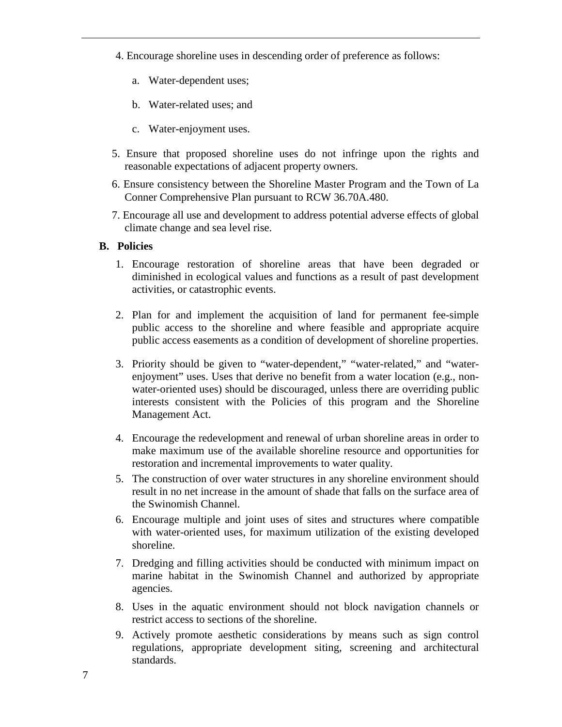4. Encourage shoreline uses in descending order of preference as follows:

    a. Water-dependent uses;

    b. Water-related uses; and

    c. Water-enjoyment uses.

5. Ensure that proposed shoreline uses do not infringe upon the rights and reasonable expectations of adjacent property owners.

6. Ensure consistency between the Shoreline Master Program and the Town of La Conner Comprehensive Plan pursuant to RCW 36.70A.480.

7. Encourage all use and development to address potential adverse effects of global climate change and sea level rise.

**B. Policies**

1. Encourage restoration of shoreline areas that have been degraded or diminished in ecological values and functions as a result of past development activities, or catastrophic events.

2. Plan for and implement the acquisition of land for permanent fee-simple public access to the shoreline and where feasible and appropriate acquire public access easements as a condition of development of shoreline properties.

3. Priority should be given to "water-dependent," "water-related," and "water-enjoyment" uses. Uses that derive no benefit from a water location (e.g., non-water-oriented uses) should be discouraged, unless there are overriding public interests consistent with the Policies of this program and the Shoreline Management Act.

4. Encourage the redevelopment and renewal of urban shoreline areas in order to make maximum use of the available shoreline resource and opportunities for restoration and incremental improvements to water quality.

5. The construction of over water structures in any shoreline environment should result in no net increase in the amount of shade that falls on the surface area of the Swinomish Channel.

6. Encourage multiple and joint uses of sites and structures where compatible with water-oriented uses, for maximum utilization of the existing developed shoreline.

7. Dredging and filling activities should be conducted with minimum impact on marine habitat in the Swinomish Channel and authorized by appropriate agencies.

8. Uses in the aquatic environment should not block navigation channels or restrict access to sections of the shoreline.

9. Actively promote aesthetic considerations by means such as sign control regulations, appropriate development siting, screening and architectural standards.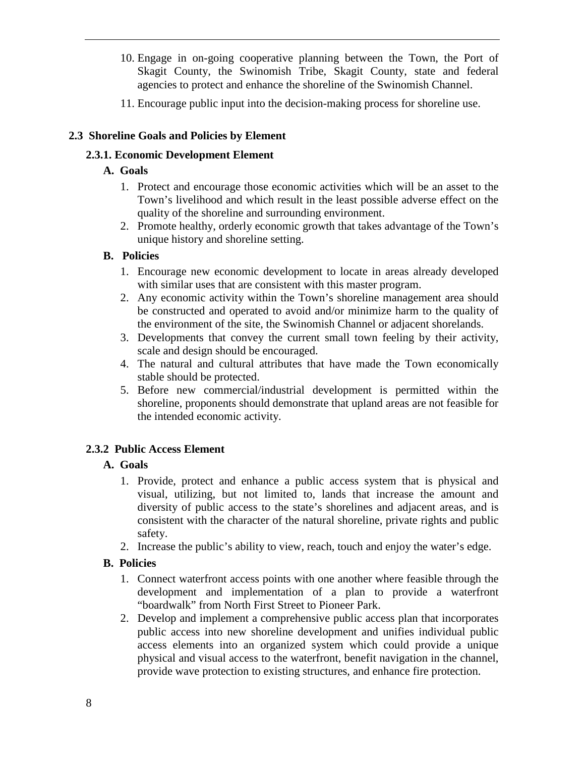10. Engage in on-going cooperative planning between the Town, the Port of Skagit County, the Swinomish Tribe, Skagit County, state and federal agencies to protect and enhance the shoreline of the Swinomish Channel.
11. Encourage public input into the decision-making process for shoreline use.

## 2.3 Shoreline Goals and Policies by Element

### 2.3.1. Economic Development Element

#### A. Goals

1. Protect and encourage those economic activities which will be an asset to the Town's livelihood and which result in the least possible adverse effect on the quality of the shoreline and surrounding environment.
2. Promote healthy, orderly economic growth that takes advantage of the Town's unique history and shoreline setting.

#### B. Policies

1. Encourage new economic development to locate in areas already developed with similar uses that are consistent with this master program.
2. Any economic activity within the Town's shoreline management area should be constructed and operated to avoid and/or minimize harm to the quality of the environment of the site, the Swinomish Channel or adjacent shorelands.
3. Developments that convey the current small town feeling by their activity, scale and design should be encouraged.
4. The natural and cultural attributes that have made the Town economically stable should be protected.
5. Before new commercial/industrial development is permitted within the shoreline, proponents should demonstrate that upland areas are not feasible for the intended economic activity.

### 2.3.2 Public Access Element

#### A. Goals

1. Provide, protect and enhance a public access system that is physical and visual, utilizing, but not limited to, lands that increase the amount and diversity of public access to the state's shorelines and adjacent areas, and is consistent with the character of the natural shoreline, private rights and public safety.
2. Increase the public's ability to view, reach, touch and enjoy the water's edge.

#### B. Policies

1. Connect waterfront access points with one another where feasible through the development and implementation of a plan to provide a waterfront "boardwalk" from North First Street to Pioneer Park.
2. Develop and implement a comprehensive public access plan that incorporates public access into new shoreline development and unifies individual public access elements into an organized system which could provide a unique physical and visual access to the waterfront, benefit navigation in the channel, provide wave protection to existing structures, and enhance fire protection.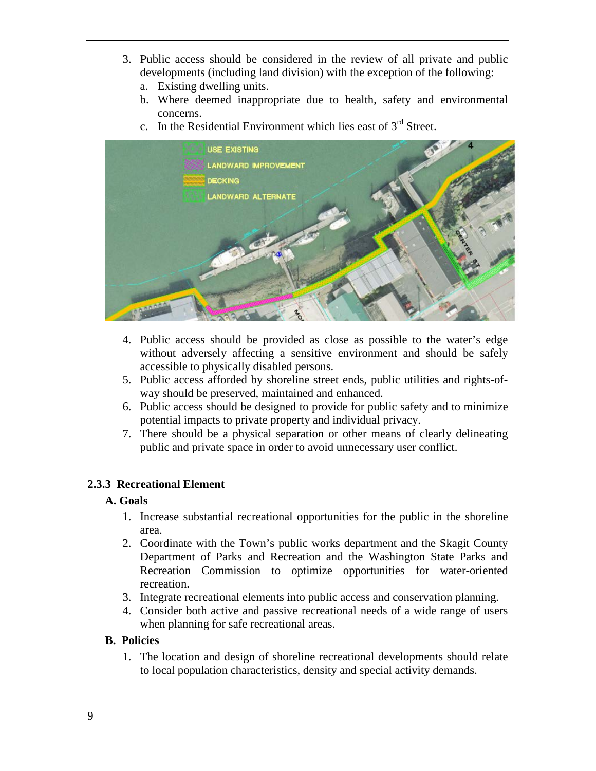3. Public access should be considered in the review of all private and public developments (including land division) with the exception of the following:
   a. Existing dwelling units.
   b. Where deemed inappropriate due to health, safety and environmental concerns.
   c. In the Residential Environment which lies east of 3rd Street.

4. Public access should be provided as close as possible to the water's edge without adversely affecting a sensitive environment and should be safely accessible to physically disabled persons.
5. Public access afforded by shoreline street ends, public utilities and rights-of-way should be preserved, maintained and enhanced.
6. Public access should be designed to provide for public safety and to minimize potential impacts to private property and individual privacy.
7. There should be a physical separation or other means of clearly delineating public and private space in order to avoid unnecessary user conflict.

### 2.3.3 Recreational Element

#### A. Goals

1. Increase substantial recreational opportunities for the public in the shoreline area.
2. Coordinate with the Town's public works department and the Skagit County Department of Parks and Recreation and the Washington State Parks and Recreation Commission to optimize opportunities for water-oriented recreation.
3. Integrate recreational elements into public access and conservation planning.
4. Consider both active and passive recreational needs of a wide range of users when planning for safe recreational areas.

#### B. Policies

1. The location and design of shoreline recreational developments should relate to local population characteristics, density and special activity demands.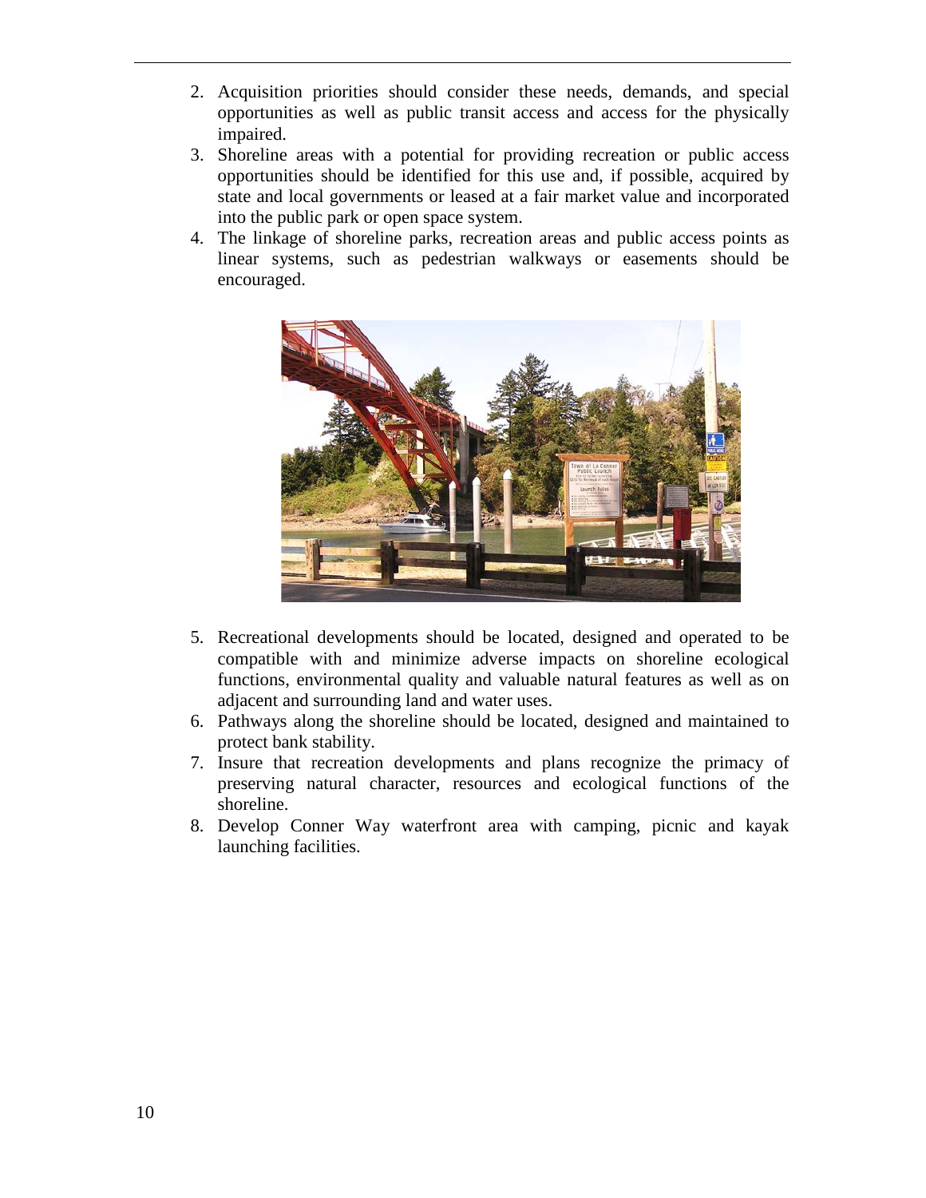2. Acquisition priorities should consider these needs, demands, and special opportunities as well as public transit access and access for the physically impaired.
3. Shoreline areas with a potential for providing recreation or public access opportunities should be identified for this use and, if possible, acquired by state and local governments or leased at a fair market value and incorporated into the public park or open space system.
4. The linkage of shoreline parks, recreation areas and public access points as linear systems, such as pedestrian walkways or easements should be encouraged.
5. Recreational developments should be located, designed and operated to be compatible with and minimize adverse impacts on shoreline ecological functions, environmental quality and valuable natural features as well as on adjacent and surrounding land and water uses.
6. Pathways along the shoreline should be located, designed and maintained to protect bank stability.
7. Insure that recreation developments and plans recognize the primacy of preserving natural character, resources and ecological functions of the shoreline.
8. Develop Conner Way waterfront area with camping, picnic and kayak launching facilities.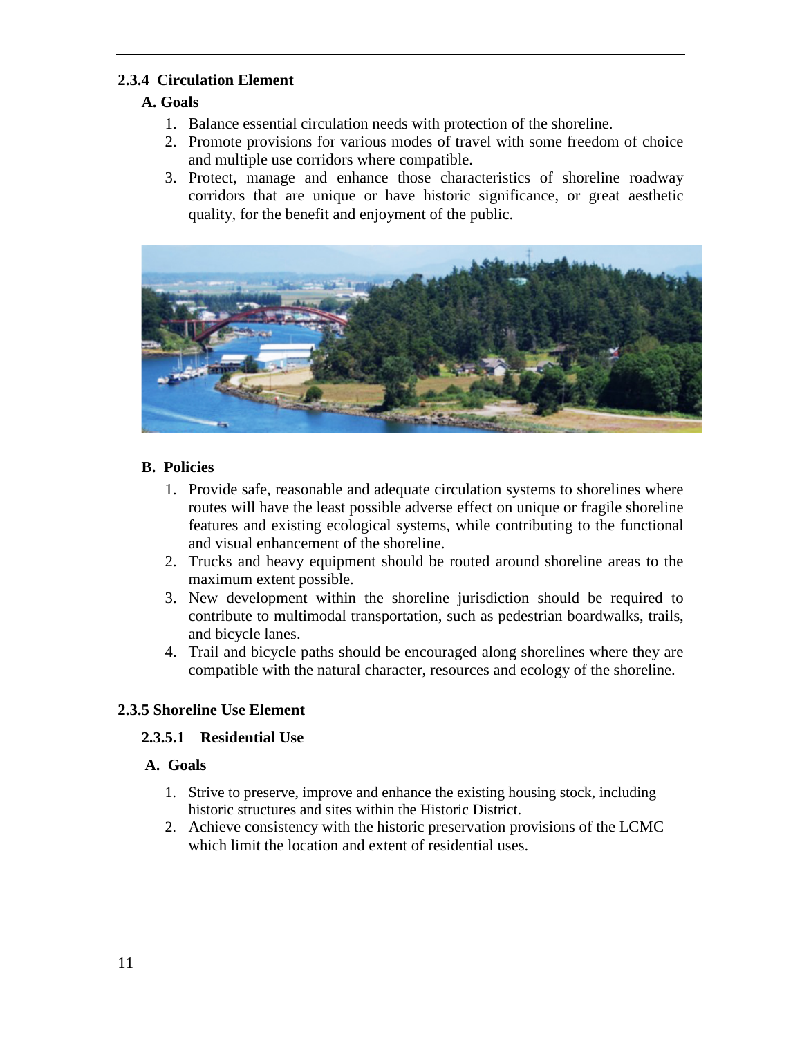### 2.3.4 Circulation Element

**A. Goals**

1. Balance essential circulation needs with protection of the shoreline.
2. Promote provisions for various modes of travel with some freedom of choice and multiple use corridors where compatible.
3. Protect, manage and enhance those characteristics of shoreline roadway corridors that are unique or have historic significance, or great aesthetic quality, for the benefit and enjoyment of the public.

**B. Policies**

1. Provide safe, reasonable and adequate circulation systems to shorelines where routes will have the least possible adverse effect on unique or fragile shoreline features and existing ecological systems, while contributing to the functional and visual enhancement of the shoreline.
2. Trucks and heavy equipment should be routed around shoreline areas to the maximum extent possible.
3. New development within the shoreline jurisdiction should be required to contribute to multimodal transportation, such as pedestrian boardwalks, trails, and bicycle lanes.
4. Trail and bicycle paths should be encouraged along shorelines where they are compatible with the natural character, resources and ecology of the shoreline.

### 2.3.5 Shoreline Use Element

#### 2.3.5.1 Residential Use

**A. Goals**

1. Strive to preserve, improve and enhance the existing housing stock, including historic structures and sites within the Historic District.
2. Achieve consistency with the historic preservation provisions of the LCMC which limit the location and extent of residential uses.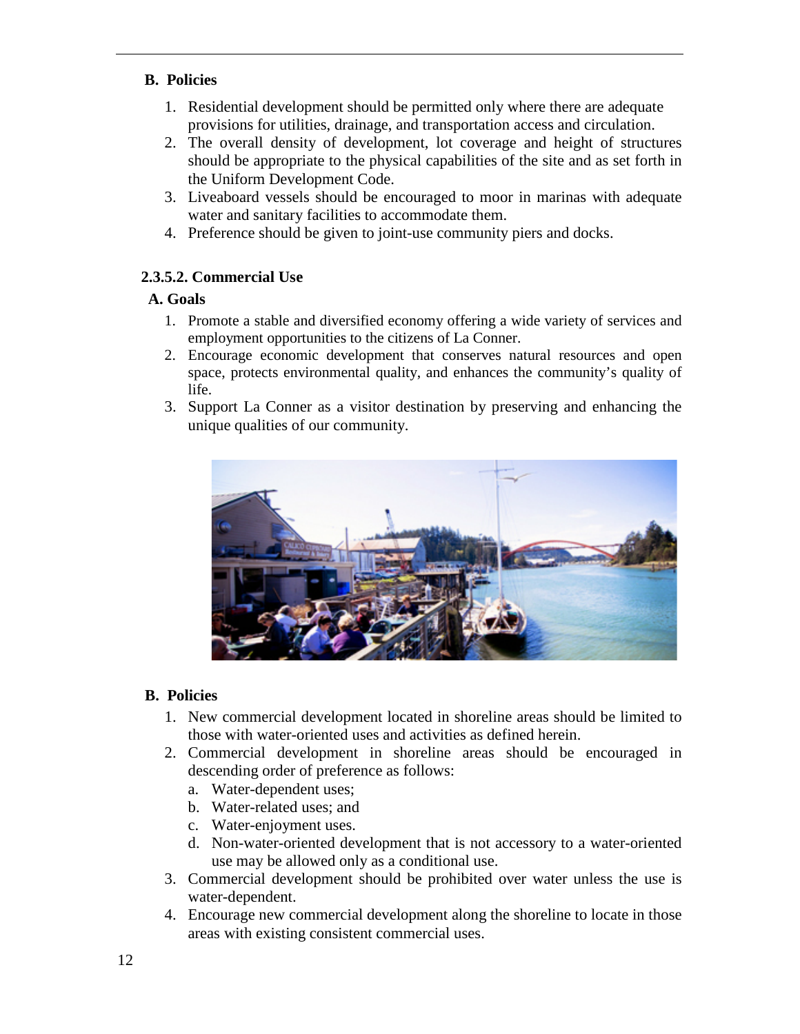**B. Policies**

1. Residential development should be permitted only where there are adequate provisions for utilities, drainage, and transportation access and circulation.
2. The overall density of development, lot coverage and height of structures should be appropriate to the physical capabilities of the site and as set forth in the Uniform Development Code.
3. Liveaboard vessels should be encouraged to moor in marinas with adequate water and sanitary facilities to accommodate them.
4. Preference should be given to joint-use community piers and docks.

### 2.3.5.2. Commercial Use

**A. Goals**

1. Promote a stable and diversified economy offering a wide variety of services and employment opportunities to the citizens of La Conner.
2. Encourage economic development that conserves natural resources and open space, protects environmental quality, and enhances the community's quality of life.
3. Support La Conner as a visitor destination by preserving and enhancing the unique qualities of our community.

**B. Policies**

1. New commercial development located in shoreline areas should be limited to those with water-oriented uses and activities as defined herein.
2. Commercial development in shoreline areas should be encouraged in descending order of preference as follows:
   a. Water-dependent uses;
   b. Water-related uses; and
   c. Water-enjoyment uses.
   d. Non-water-oriented development that is not accessory to a water-oriented use may be allowed only as a conditional use.
3. Commercial development should be prohibited over water unless the use is water-dependent.
4. Encourage new commercial development along the shoreline to locate in those areas with existing consistent commercial uses.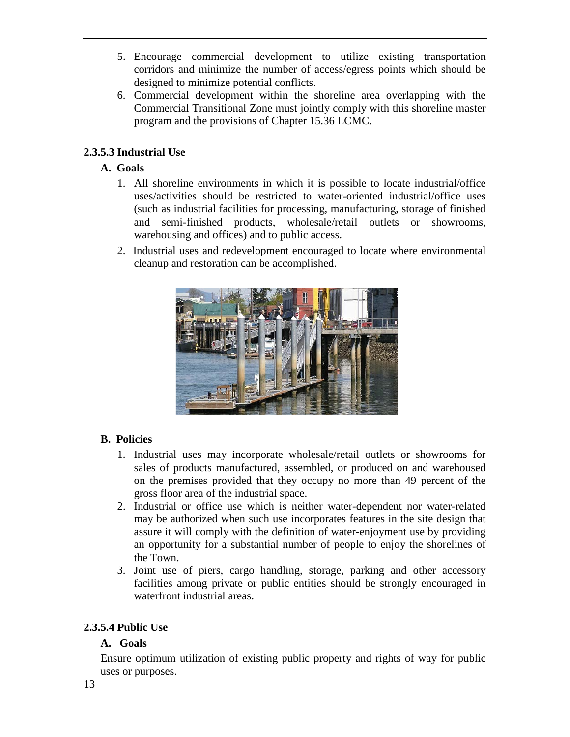5. Encourage commercial development to utilize existing transportation corridors and minimize the number of access/egress points which should be designed to minimize potential conflicts.
6. Commercial development within the shoreline area overlapping with the Commercial Transitional Zone must jointly comply with this shoreline master program and the provisions of Chapter 15.36 LCMC.

#### 2.3.5.3 Industrial Use

**A. Goals**

1. All shoreline environments in which it is possible to locate industrial/office uses/activities should be restricted to water-oriented industrial/office uses (such as industrial facilities for processing, manufacturing, storage of finished and semi-finished products, wholesale/retail outlets or showrooms, warehousing and offices) and to public access.
2. Industrial uses and redevelopment encouraged to locate where environmental cleanup and restoration can be accomplished.

**B. Policies**

1. Industrial uses may incorporate wholesale/retail outlets or showrooms for sales of products manufactured, assembled, or produced on and warehoused on the premises provided that they occupy no more than 49 percent of the gross floor area of the industrial space.
2. Industrial or office use which is neither water-dependent nor water-related may be authorized when such use incorporates features in the site design that assure it will comply with the definition of water-enjoyment use by providing an opportunity for a substantial number of people to enjoy the shorelines of the Town.
3. Joint use of piers, cargo handling, storage, parking and other accessory facilities among private or public entities should be strongly encouraged in waterfront industrial areas.

#### 2.3.5.4 Public Use

**A. Goals**

Ensure optimum utilization of existing public property and rights of way for public uses or purposes.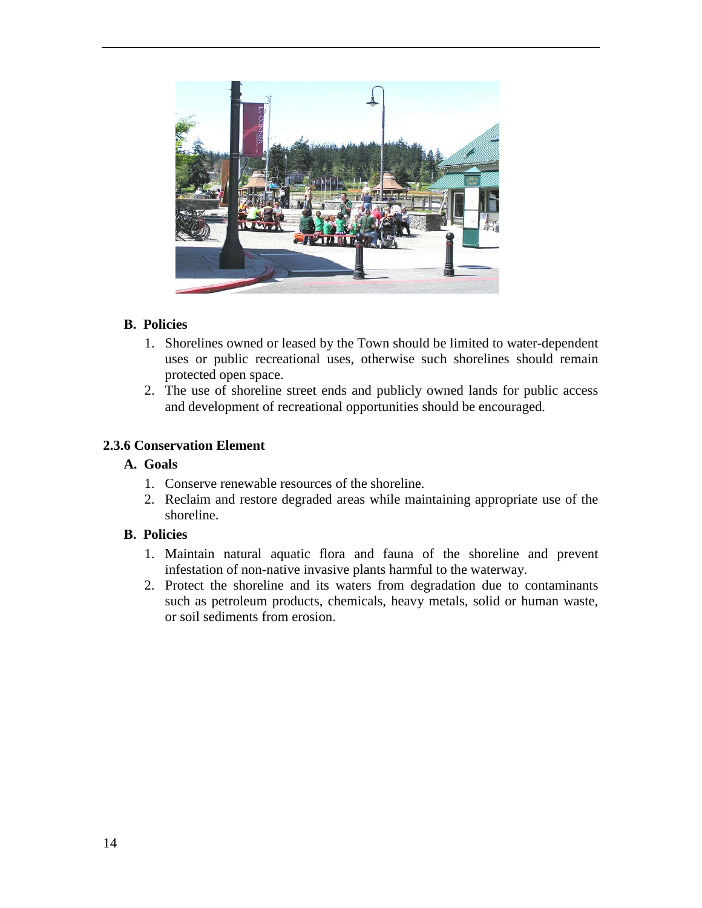**B. Policies**

1. Shorelines owned or leased by the Town should be limited to water-dependent uses or public recreational uses, otherwise such shorelines should remain protected open space.
2. The use of shoreline street ends and publicly owned lands for public access and development of recreational opportunities should be encouraged.

### 2.3.6 Conservation Element

**A. Goals**

1. Conserve renewable resources of the shoreline.
2. Reclaim and restore degraded areas while maintaining appropriate use of the shoreline.

**B. Policies**

1. Maintain natural aquatic flora and fauna of the shoreline and prevent infestation of non-native invasive plants harmful to the waterway.
2. Protect the shoreline and its waters from degradation due to contaminants such as petroleum products, chemicals, heavy metals, solid or human waste, or soil sediments from erosion.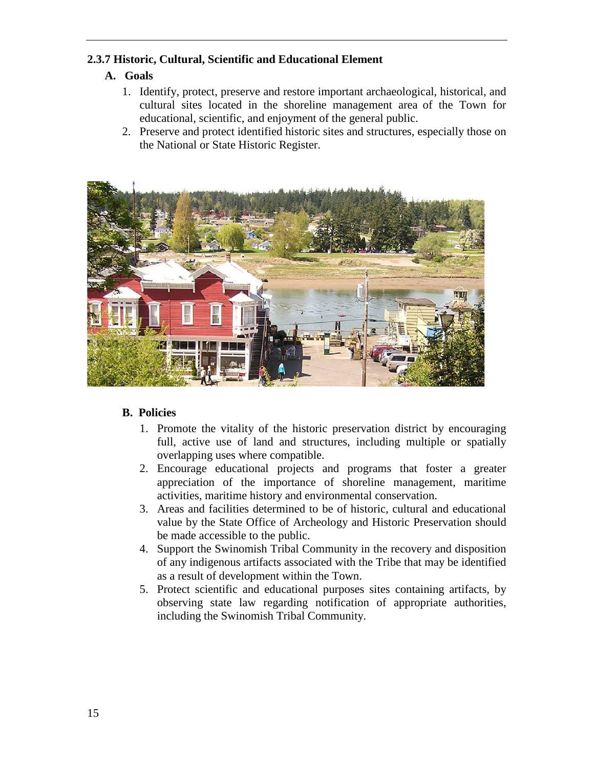### 2.3.7 Historic, Cultural, Scientific and Educational Element

**A. Goals**

1. Identify, protect, preserve and restore important archaeological, historical, and cultural sites located in the shoreline management area of the Town for educational, scientific, and enjoyment of the general public.
2. Preserve and protect identified historic sites and structures, especially those on the National or State Historic Register.

**B. Policies**

1. Promote the vitality of the historic preservation district by encouraging full, active use of land and structures, including multiple or spatially overlapping uses where compatible.
2. Encourage educational projects and programs that foster a greater appreciation of the importance of shoreline management, maritime activities, maritime history and environmental conservation.
3. Areas and facilities determined to be of historic, cultural and educational value by the State Office of Archeology and Historic Preservation should be made accessible to the public.
4. Support the Swinomish Tribal Community in the recovery and disposition of any indigenous artifacts associated with the Tribe that may be identified as a result of development within the Town.
5. Protect scientific and educational purposes sites containing artifacts, by observing state law regarding notification of appropriate authorities, including the Swinomish Tribal Community.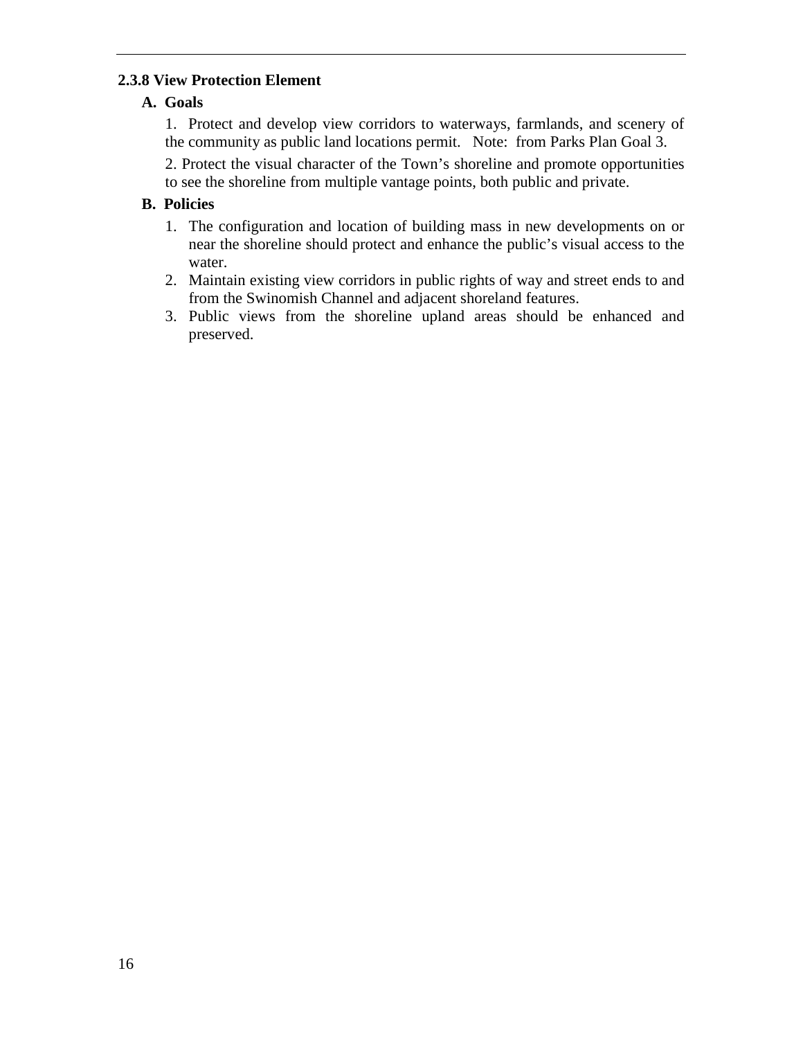### 2.3.8 View Protection Element

**A. Goals**

1. Protect and develop view corridors to waterways, farmlands, and scenery of the community as public land locations permit. Note: from Parks Plan Goal 3.

2. Protect the visual character of the Town's shoreline and promote opportunities to see the shoreline from multiple vantage points, both public and private.

**B. Policies**

1. The configuration and location of building mass in new developments on or near the shoreline should protect and enhance the public's visual access to the water.
2. Maintain existing view corridors in public rights of way and street ends to and from the Swinomish Channel and adjacent shoreland features.
3. Public views from the shoreline upland areas should be enhanced and preserved.